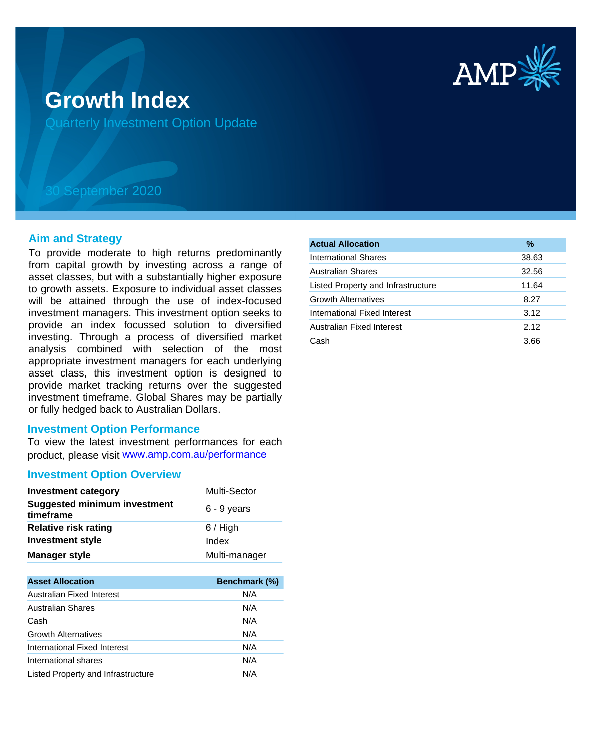# Growth Index

## Quarterly Investment Option Update

30 September 2020

## Aim and Strategy

To provide moderate to high returns predominantly from capital growth by investing across a range of asset classes, but with a substantially higher exposure to growth assets. Exposure to individual asset classes will be attained through the use of index-focused investment managers. This investment option seeks to provide an index focussed solution to diversified investing. Through a process of diversified market analysis combined with selection of the most appropriate investment managers for each underlying asset class, this investment option is designed to provide market tracking returns over the suggested investment timeframe. Global Shares may be partially or fully hedged back to Australian Dollars.

## Investment Option Performance

To view the latest investment performances for each product, please visit www.amp.com.au/performance

## Investment Option Overview

| | |
|---|---|
| **Investment category** | Multi-Sector |
| **Suggested minimum investment timeframe** | 6 - 9 years |
| **Relative risk rating** | 6 / High |
| **Investment style** | Index |
| **Manager style** | Multi-manager |

| Asset Allocation | Benchmark (%) |
|---|---|
| Australian Fixed Interest | N/A |
| Australian Shares | N/A |
| Cash | N/A |
| Growth Alternatives | N/A |
| International Fixed Interest | N/A |
| International shares | N/A |
| Listed Property and Infrastructure | N/A |

| Actual Allocation | % |
|---|---|
| International Shares | 38.63 |
| Australian Shares | 32.56 |
| Listed Property and Infrastructure | 11.64 |
| Growth Alternatives | 8.27 |
| International Fixed Interest | 3.12 |
| Australian Fixed Interest | 2.12 |
| Cash | 3.66 |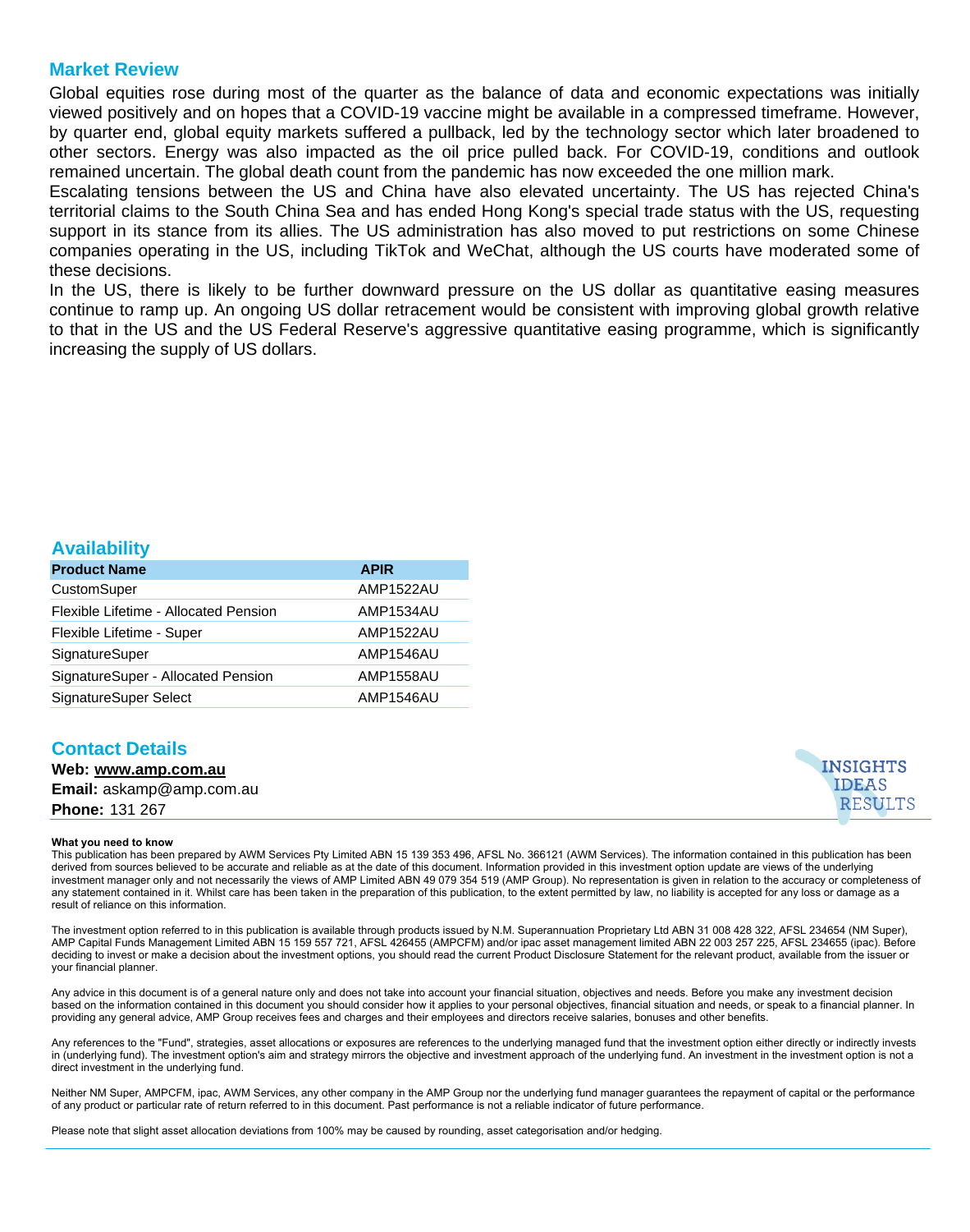## Market Review

Global equities rose during most of the quarter as the balance of data and economic expectations was initially viewed positively and on hopes that a COVID-19 vaccine might be available in a compressed timeframe. However, by quarter end, global equity markets suffered a pullback, led by the technology sector which later broadened to other sectors. Energy was also impacted as the oil price pulled back. For COVID-19, conditions and outlook remained uncertain. The global death count from the pandemic has now exceeded the one million mark.

Escalating tensions between the US and China have also elevated uncertainty. The US has rejected China's territorial claims to the South China Sea and has ended Hong Kong's special trade status with the US, requesting support in its stance from its allies. The US administration has also moved to put restrictions on some Chinese companies operating in the US, including TikTok and WeChat, although the US courts have moderated some of these decisions.

In the US, there is likely to be further downward pressure on the US dollar as quantitative easing measures continue to ramp up. An ongoing US dollar retracement would be consistent with improving global growth relative to that in the US and the US Federal Reserve's aggressive quantitative easing programme, which is significantly increasing the supply of US dollars.

## Availability

| Product Name | APIR |
|---|---|
| CustomSuper | AMP1522AU |
| Flexible Lifetime - Allocated Pension | AMP1534AU |
| Flexible Lifetime - Super | AMP1522AU |
| SignatureSuper | AMP1546AU |
| SignatureSuper - Allocated Pension | AMP1558AU |
| SignatureSuper Select | AMP1546AU |

## Contact Details

**Web:** **www.amp.com.au**
**Email:** askamp@amp.com.au
**Phone:** 131 267

INSIGHTS
IDEAS
RESULTS

**What you need to know**

This publication has been prepared by AWM Services Pty Limited ABN 15 139 353 496, AFSL No. 366121 (AWM Services). The information contained in this publication has been derived from sources believed to be accurate and reliable as at the date of this document. Information provided in this investment option update are views of the underlying investment manager only and not necessarily the views of AMP Limited ABN 49 079 354 519 (AMP Group). No representation is given in relation to the accuracy or completeness of any statement contained in it. Whilst care has been taken in the preparation of this publication, to the extent permitted by law, no liability is accepted for any loss or damage as a result of reliance on this information.

The investment option referred to in this publication is available through products issued by N.M. Superannuation Proprietary Ltd ABN 31 008 428 322, AFSL 234654 (NM Super), AMP Capital Funds Management Limited ABN 15 159 557 721, AFSL 426455 (AMPCFM) and/or ipac asset management limited ABN 22 003 257 225, AFSL 234655 (ipac). Before deciding to invest or make a decision about the investment options, you should read the current Product Disclosure Statement for the relevant product, available from the issuer or your financial planner.

Any advice in this document is of a general nature only and does not take into account your financial situation, objectives and needs. Before you make any investment decision based on the information contained in this document you should consider how it applies to your personal objectives, financial situation and needs, or speak to a financial planner. In providing any general advice, AMP Group receives fees and charges and their employees and directors receive salaries, bonuses and other benefits.

Any references to the "Fund", strategies, asset allocations or exposures are references to the underlying managed fund that the investment option either directly or indirectly invests in (underlying fund). The investment option's aim and strategy mirrors the objective and investment approach of the underlying fund. An investment in the investment option is not a direct investment in the underlying fund.

Neither NM Super, AMPCFM, ipac, AWM Services, any other company in the AMP Group nor the underlying fund manager guarantees the repayment of capital or the performance of any product or particular rate of return referred to in this document. Past performance is not a reliable indicator of future performance.

Please note that slight asset allocation deviations from 100% may be caused by rounding, asset categorisation and/or hedging.